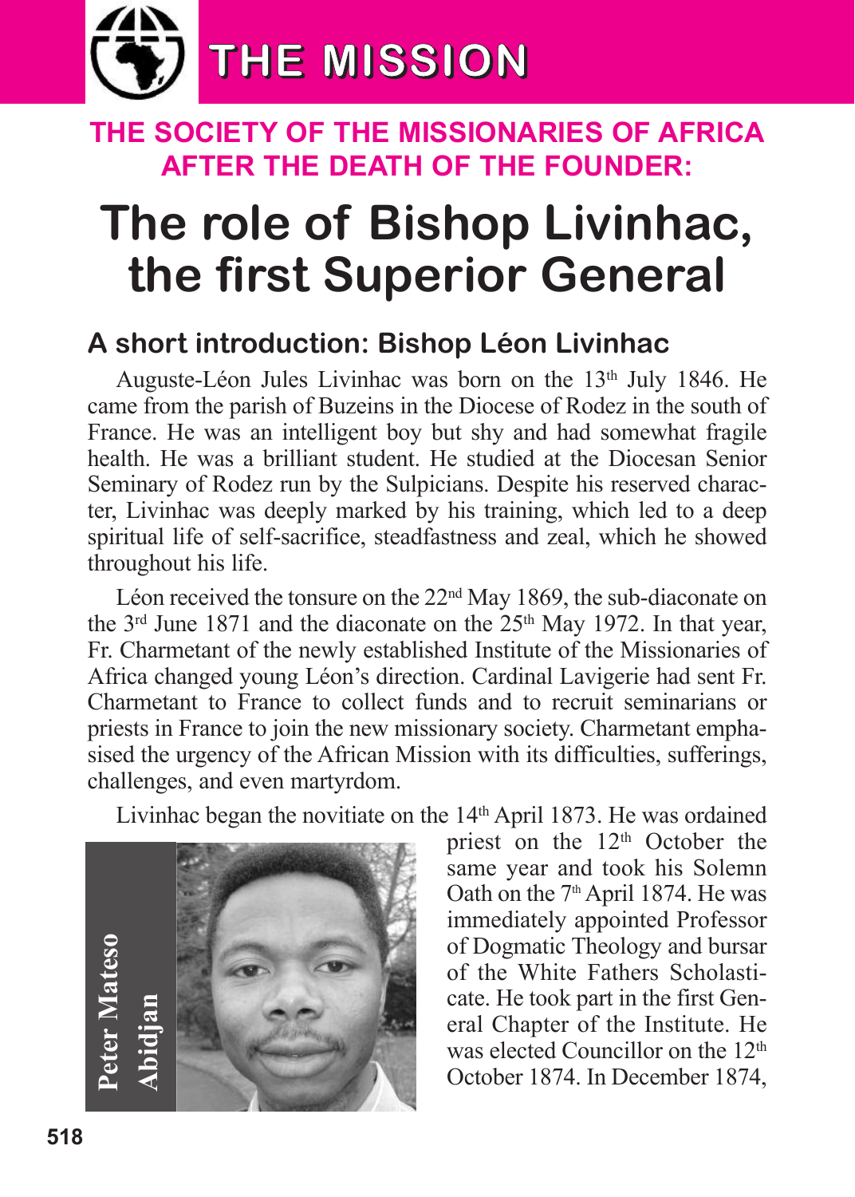# THE MISSION

## THE SOCIETY OF THE MISSIONARIES OF AFRICA AFTER THE DEATH OF THE FOUNDER:

# The role of Bishop Livinhac, the first Superior General

**Peter Mateso**
**Abidjan**

### A short introduction: Bishop Léon Livinhac

Auguste-Léon Jules Livinhac was born on the 13th July 1846. He came from the parish of Buzeins in the Diocese of Rodez in the south of France. He was an intelligent boy but shy and had somewhat fragile health. He was a brilliant student. He studied at the Diocesan Senior Seminary of Rodez run by the Sulpicians. Despite his reserved character, Livinhac was deeply marked by his training, which led to a deep spiritual life of self-sacrifice, steadfastness and zeal, which he showed throughout his life.

Léon received the tonsure on the 22nd May 1869, the sub-diaconate on the 3rd June 1871 and the diaconate on the 25th May 1972. In that year, Fr. Charmetant of the newly established Institute of the Missionaries of Africa changed young Léon's direction. Cardinal Lavigerie had sent Fr. Charmetant to France to collect funds and to recruit seminarians or priests in France to join the new missionary society. Charmetant emphasised the urgency of the African Mission with its difficulties, sufferings, challenges, and even martyrdom.

Livinhac began the novitiate on the 14th April 1873. He was ordained priest on the 12th October the same year and took his Solemn Oath on the 7th April 1874. He was immediately appointed Professor of Dogmatic Theology and bursar of the White Fathers Scholasticate. He took part in the first General Chapter of the Institute. He was elected Councillor on the 12th October 1874. In December 1874,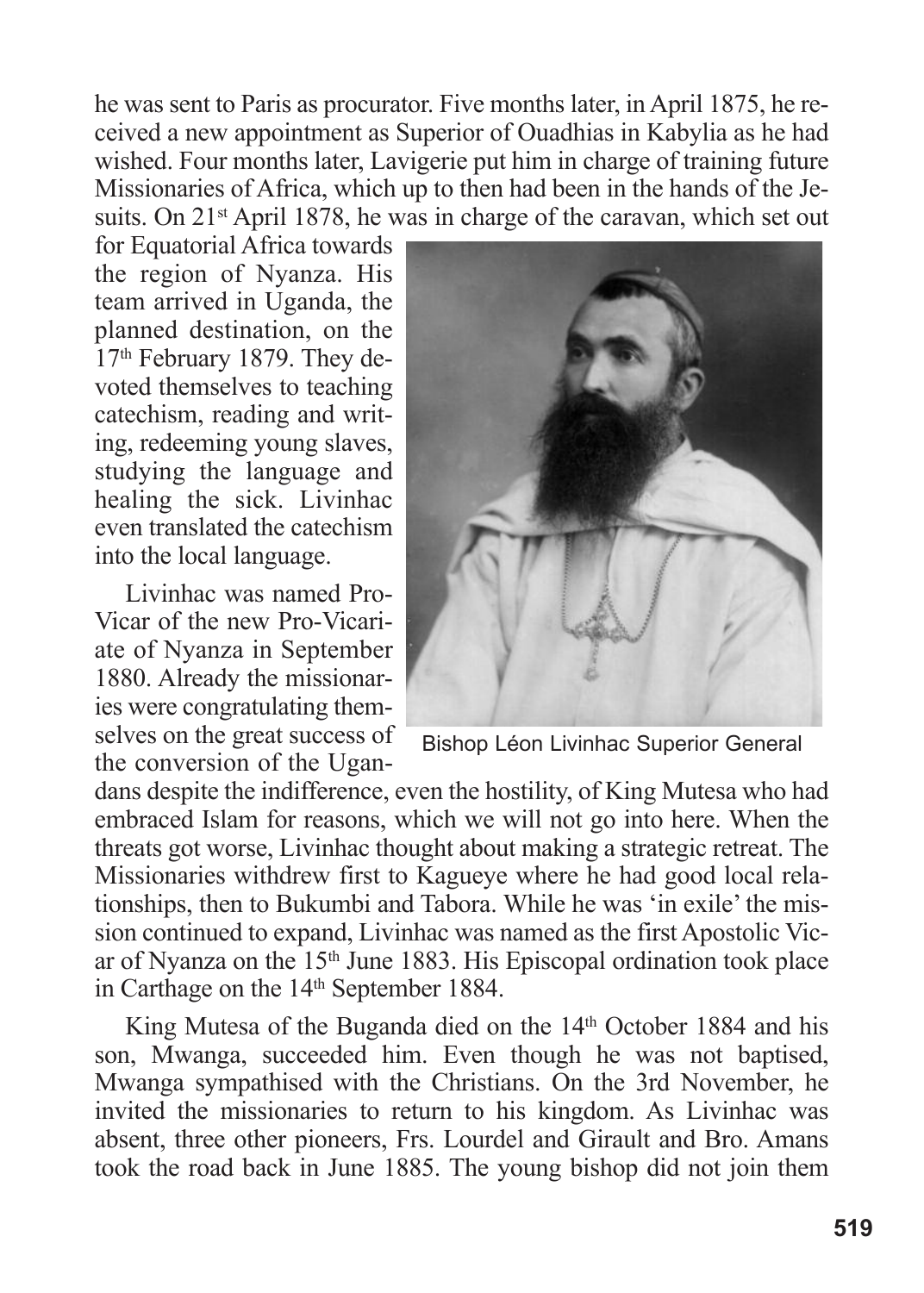he was sent to Paris as procurator. Five months later, in April 1875, he received a new appointment as Superior of Ouadhias in Kabylia as he had wished. Four months later, Lavigerie put him in charge of training future Missionaries of Africa, which up to then had been in the hands of the Jesuits. On 21st April 1878, he was in charge of the caravan, which set out for Equatorial Africa towards the region of Nyanza. His team arrived in Uganda, the planned destination, on the 17th February 1879. They devoted themselves to teaching catechism, reading and writing, redeeming young slaves, studying the language and healing the sick. Livinhac even translated the catechism into the local language.

Bishop Léon Livinhac Superior General

Livinhac was named Pro-Vicar of the new Pro-Vicariate of Nyanza in September 1880. Already the missionaries were congratulating themselves on the great success of the conversion of the Ugandans despite the indifference, even the hostility, of King Mutesa who had embraced Islam for reasons, which we will not go into here. When the threats got worse, Livinhac thought about making a strategic retreat. The Missionaries withdrew first to Kagueye where he had good local relationships, then to Bukumbi and Tabora. While he was 'in exile' the mission continued to expand, Livinhac was named as the first Apostolic Vicar of Nyanza on the 15th June 1883. His Episcopal ordination took place in Carthage on the 14th September 1884.

King Mutesa of the Buganda died on the 14th October 1884 and his son, Mwanga, succeeded him. Even though he was not baptised, Mwanga sympathised with the Christians. On the 3rd November, he invited the missionaries to return to his kingdom. As Livinhac was absent, three other pioneers, Frs. Lourdel and Girault and Bro. Amans took the road back in June 1885. The young bishop did not join them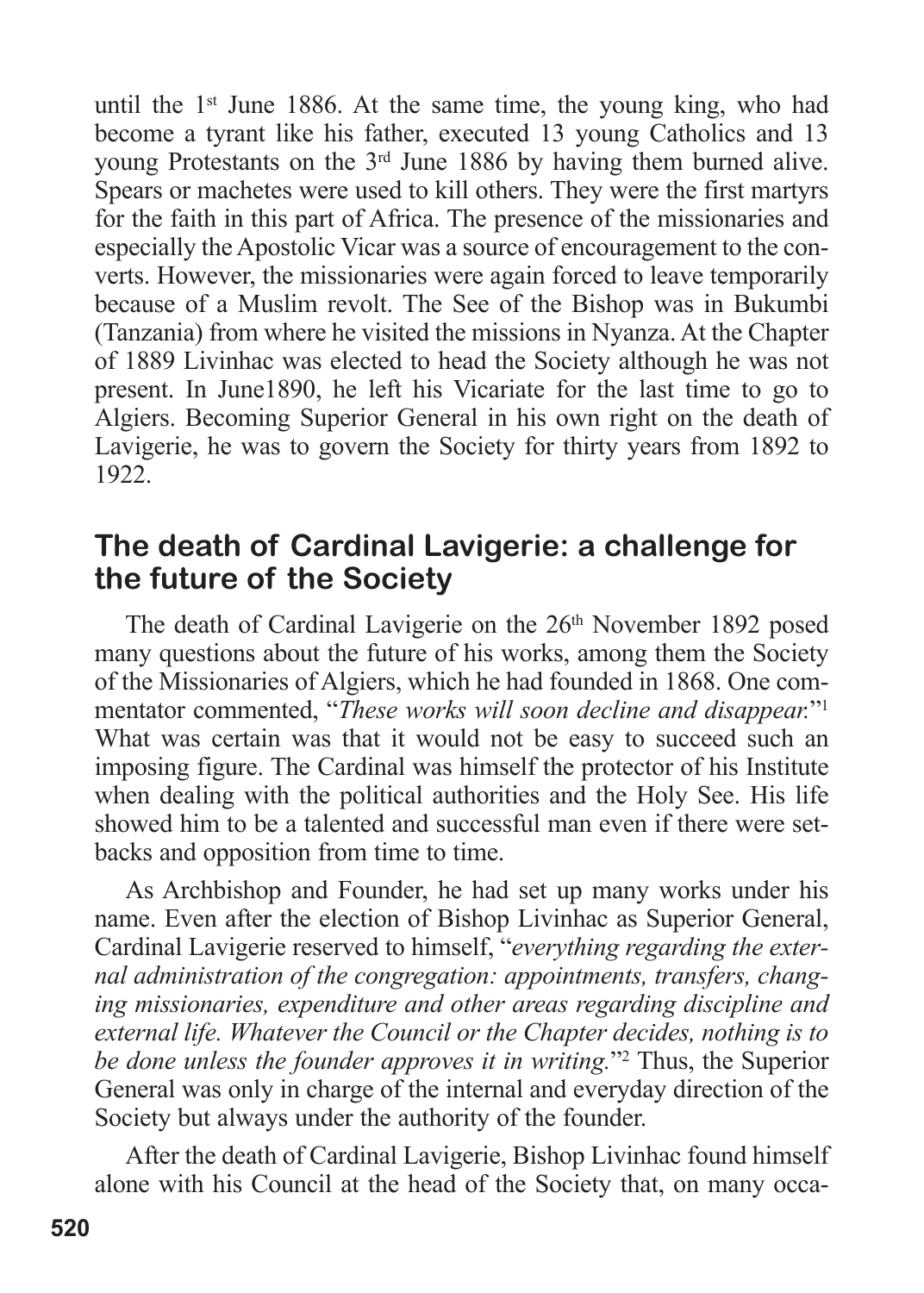until the 1st June 1886. At the same time, the young king, who had become a tyrant like his father, executed 13 young Catholics and 13 young Protestants on the 3rd June 1886 by having them burned alive. Spears or machetes were used to kill others. They were the first martyrs for the faith in this part of Africa. The presence of the missionaries and especially the Apostolic Vicar was a source of encouragement to the converts. However, the missionaries were again forced to leave temporarily because of a Muslim revolt. The See of the Bishop was in Bukumbi (Tanzania) from where he visited the missions in Nyanza. At the Chapter of 1889 Livinhac was elected to head the Society although he was not present. In June1890, he left his Vicariate for the last time to go to Algiers. Becoming Superior General in his own right on the death of Lavigerie, he was to govern the Society for thirty years from 1892 to 1922.

## The death of Cardinal Lavigerie: a challenge for the future of the Society

The death of Cardinal Lavigerie on the 26th November 1892 posed many questions about the future of his works, among them the Society of the Missionaries of Algiers, which he had founded in 1868. One commentator commented, "*These works will soon decline and disappear.*"[1] What was certain was that it would not be easy to succeed such an imposing figure. The Cardinal was himself the protector of his Institute when dealing with the political authorities and the Holy See. His life showed him to be a talented and successful man even if there were setbacks and opposition from time to time.

As Archbishop and Founder, he had set up many works under his name. Even after the election of Bishop Livinhac as Superior General, Cardinal Lavigerie reserved to himself, "*everything regarding the external administration of the congregation: appointments, transfers, changing missionaries, expenditure and other areas regarding discipline and external life. Whatever the Council or the Chapter decides, nothing is to be done unless the founder approves it in writing.*"[2] Thus, the Superior General was only in charge of the internal and everyday direction of the Society but always under the authority of the founder.

After the death of Cardinal Lavigerie, Bishop Livinhac found himself alone with his Council at the head of the Society that, on many occa-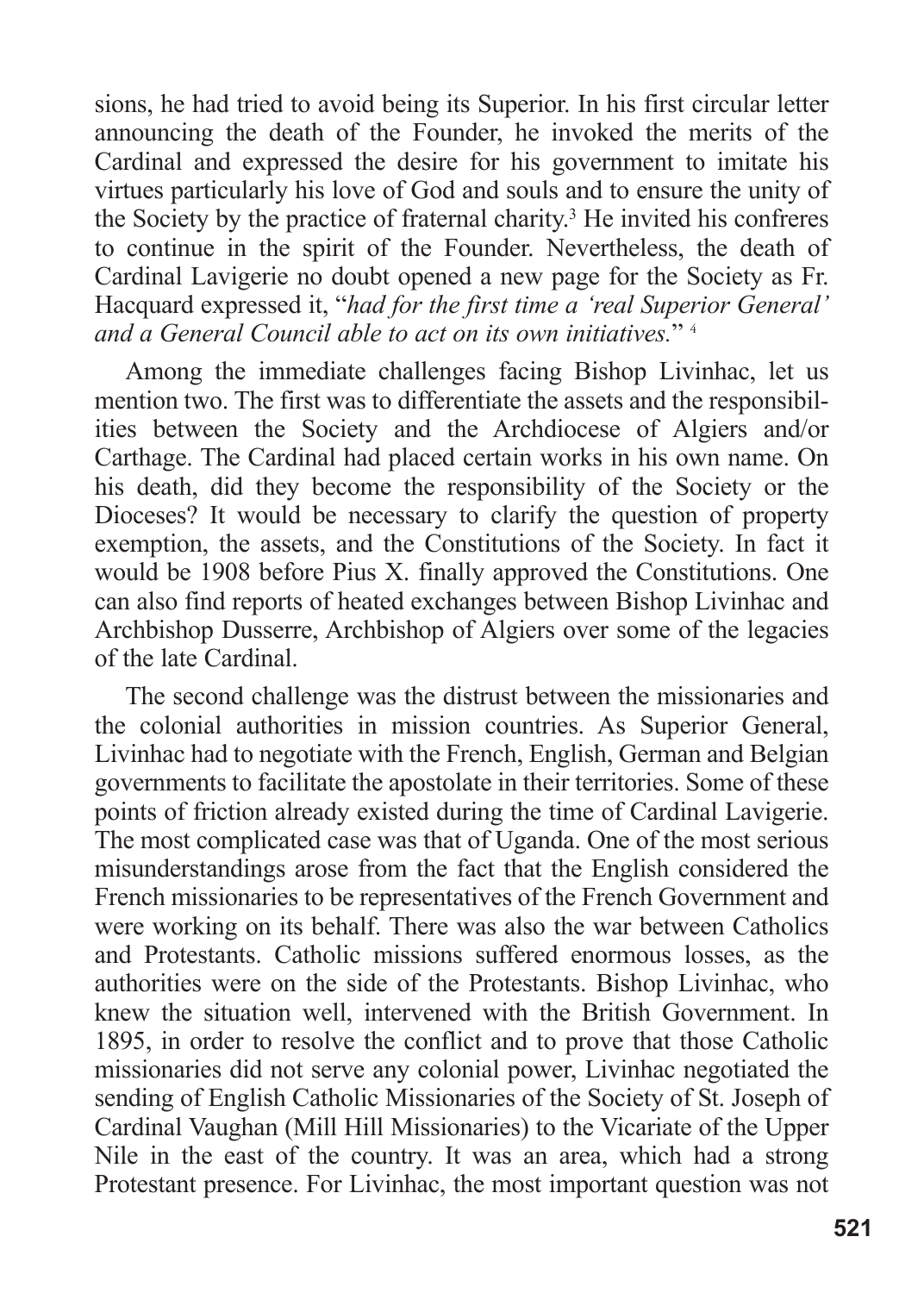sions, he had tried to avoid being its Superior. In his first circular letter announcing the death of the Founder, he invoked the merits of the Cardinal and expressed the desire for his government to imitate his virtues particularly his love of God and souls and to ensure the unity of the Society by the practice of fraternal charity.[3] He invited his confreres to continue in the spirit of the Founder. Nevertheless, the death of Cardinal Lavigerie no doubt opened a new page for the Society as Fr. Hacquard expressed it, "*had for the first time a 'real Superior General' and a General Council able to act on its own initiatives.*" [4]

Among the immediate challenges facing Bishop Livinhac, let us mention two. The first was to differentiate the assets and the responsibilities between the Society and the Archdiocese of Algiers and/or Carthage. The Cardinal had placed certain works in his own name. On his death, did they become the responsibility of the Society or the Dioceses? It would be necessary to clarify the question of property exemption, the assets, and the Constitutions of the Society. In fact it would be 1908 before Pius X. finally approved the Constitutions. One can also find reports of heated exchanges between Bishop Livinhac and Archbishop Dusserre, Archbishop of Algiers over some of the legacies of the late Cardinal.

The second challenge was the distrust between the missionaries and the colonial authorities in mission countries. As Superior General, Livinhac had to negotiate with the French, English, German and Belgian governments to facilitate the apostolate in their territories. Some of these points of friction already existed during the time of Cardinal Lavigerie. The most complicated case was that of Uganda. One of the most serious misunderstandings arose from the fact that the English considered the French missionaries to be representatives of the French Government and were working on its behalf. There was also the war between Catholics and Protestants. Catholic missions suffered enormous losses, as the authorities were on the side of the Protestants. Bishop Livinhac, who knew the situation well, intervened with the British Government. In 1895, in order to resolve the conflict and to prove that those Catholic missionaries did not serve any colonial power, Livinhac negotiated the sending of English Catholic Missionaries of the Society of St. Joseph of Cardinal Vaughan (Mill Hill Missionaries) to the Vicariate of the Upper Nile in the east of the country. It was an area, which had a strong Protestant presence. For Livinhac, the most important question was not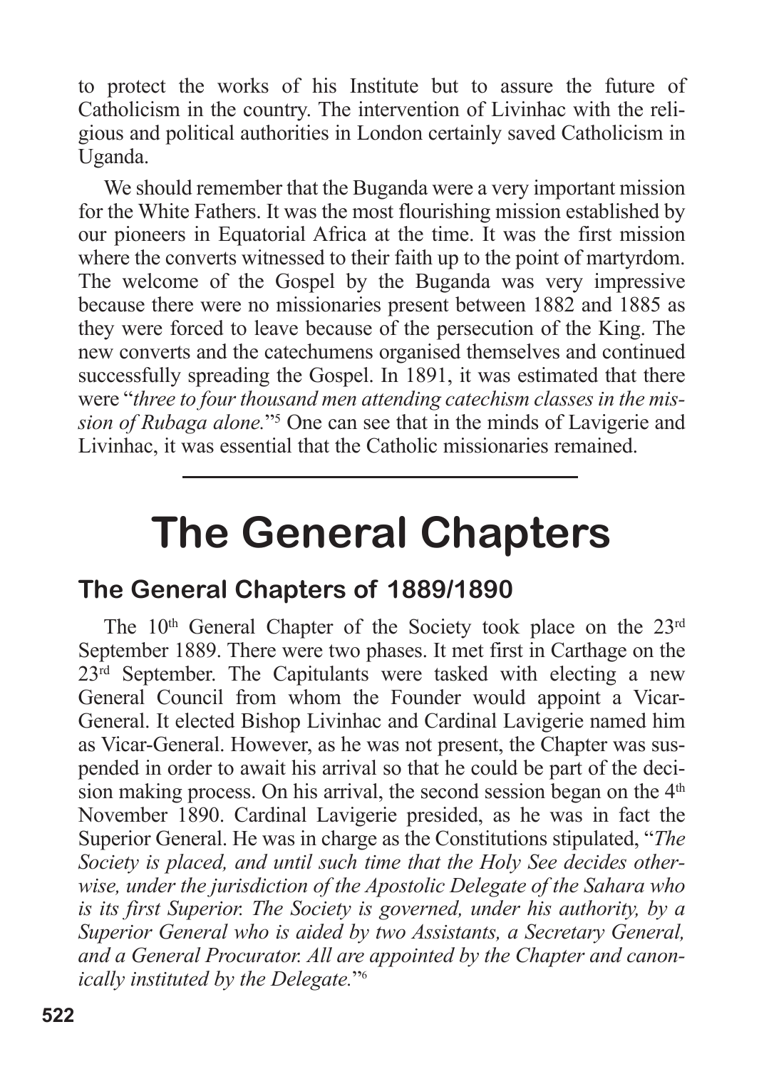to protect the works of his Institute but to assure the future of Catholicism in the country. The intervention of Livinhac with the religious and political authorities in London certainly saved Catholicism in Uganda.

We should remember that the Buganda were a very important mission for the White Fathers. It was the most flourishing mission established by our pioneers in Equatorial Africa at the time. It was the first mission where the converts witnessed to their faith up to the point of martyrdom. The welcome of the Gospel by the Buganda was very impressive because there were no missionaries present between 1882 and 1885 as they were forced to leave because of the persecution of the King. The new converts and the catechumens organised themselves and continued successfully spreading the Gospel. In 1891, it was estimated that there were "*three to four thousand men attending catechism classes in the mission of Rubaga alone.*"[5] One can see that in the minds of Lavigerie and Livinhac, it was essential that the Catholic missionaries remained.

---

# The General Chapters

## The General Chapters of 1889/1890

The 10th General Chapter of the Society took place on the 23rd September 1889. There were two phases. It met first in Carthage on the 23rd September. The Capitulants were tasked with electing a new General Council from whom the Founder would appoint a Vicar-General. It elected Bishop Livinhac and Cardinal Lavigerie named him as Vicar-General. However, as he was not present, the Chapter was suspended in order to await his arrival so that he could be part of the decision making process. On his arrival, the second session began on the 4th November 1890. Cardinal Lavigerie presided, as he was in fact the Superior General. He was in charge as the Constitutions stipulated, "*The Society is placed, and until such time that the Holy See decides otherwise, under the jurisdiction of the Apostolic Delegate of the Sahara who is its first Superior. The Society is governed, under his authority, by a Superior General who is aided by two Assistants, a Secretary General, and a General Procurator. All are appointed by the Chapter and canonically instituted by the Delegate.*"[6]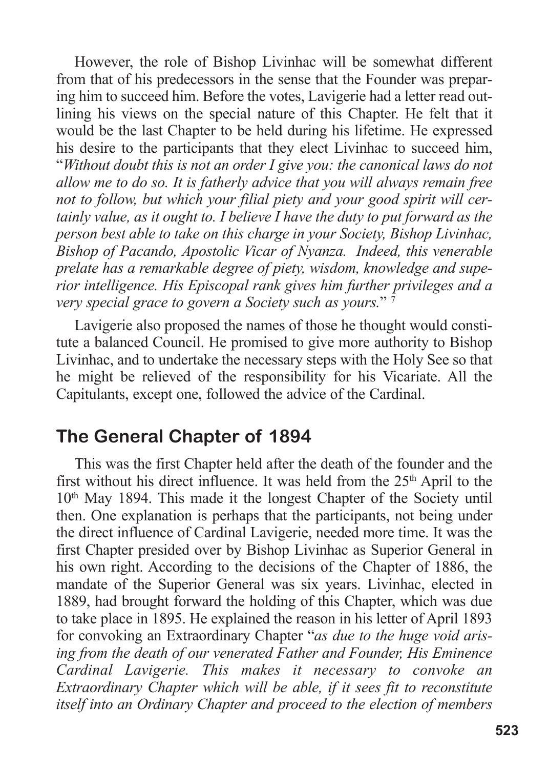However, the role of Bishop Livinhac will be somewhat different from that of his predecessors in the sense that the Founder was preparing him to succeed him. Before the votes, Lavigerie had a letter read outlining his views on the special nature of this Chapter. He felt that it would be the last Chapter to be held during his lifetime. He expressed his desire to the participants that they elect Livinhac to succeed him, "*Without doubt this is not an order I give you: the canonical laws do not allow me to do so. It is fatherly advice that you will always remain free not to follow, but which your filial piety and your good spirit will certainly value, as it ought to. I believe I have the duty to put forward as the person best able to take on this charge in your Society, Bishop Livinhac, Bishop of Pacando, Apostolic Vicar of Nyanza. Indeed, this venerable prelate has a remarkable degree of piety, wisdom, knowledge and superior intelligence. His Episcopal rank gives him further privileges and a very special grace to govern a Society such as yours.*" [7]

Lavigerie also proposed the names of those he thought would constitute a balanced Council. He promised to give more authority to Bishop Livinhac, and to undertake the necessary steps with the Holy See so that he might be relieved of the responsibility for his Vicariate. All the Capitulants, except one, followed the advice of the Cardinal.

## The General Chapter of 1894

This was the first Chapter held after the death of the founder and the first without his direct influence. It was held from the 25th April to the 10th May 1894. This made it the longest Chapter of the Society until then. One explanation is perhaps that the participants, not being under the direct influence of Cardinal Lavigerie, needed more time. It was the first Chapter presided over by Bishop Livinhac as Superior General in his own right. According to the decisions of the Chapter of 1886, the mandate of the Superior General was six years. Livinhac, elected in 1889, had brought forward the holding of this Chapter, which was due to take place in 1895. He explained the reason in his letter of April 1893 for convoking an Extraordinary Chapter "*as due to the huge void arising from the death of our venerated Father and Founder, His Eminence Cardinal Lavigerie. This makes it necessary to convoke an Extraordinary Chapter which will be able, if it sees fit to reconstitute itself into an Ordinary Chapter and proceed to the election of members*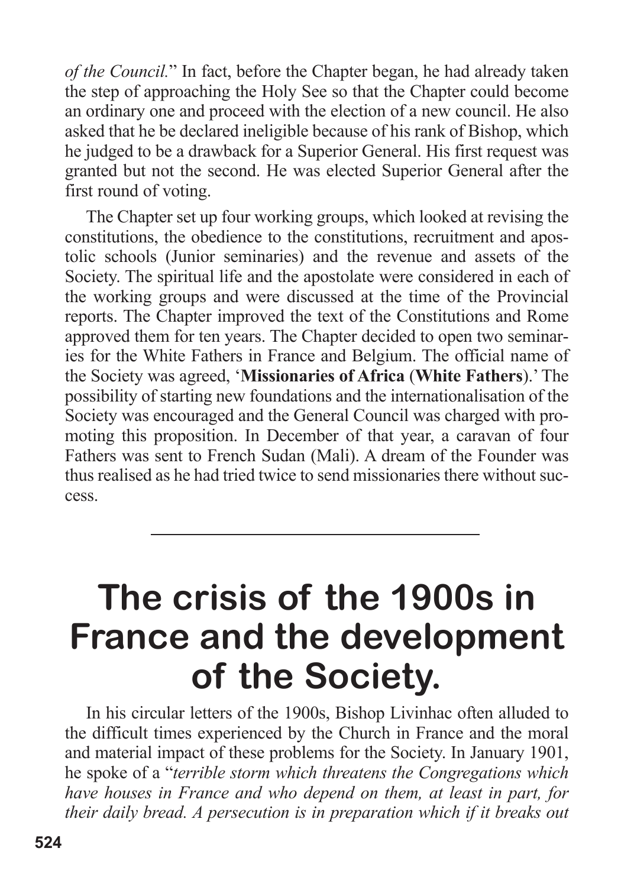*of the Council.*" In fact, before the Chapter began, he had already taken the step of approaching the Holy See so that the Chapter could become an ordinary one and proceed with the election of a new council. He also asked that he be declared ineligible because of his rank of Bishop, which he judged to be a drawback for a Superior General. His first request was granted but not the second. He was elected Superior General after the first round of voting.

The Chapter set up four working groups, which looked at revising the constitutions, the obedience to the constitutions, recruitment and apostolic schools (Junior seminaries) and the revenue and assets of the Society. The spiritual life and the apostolate were considered in each of the working groups and were discussed at the time of the Provincial reports. The Chapter improved the text of the Constitutions and Rome approved them for ten years. The Chapter decided to open two seminaries for the White Fathers in France and Belgium. The official name of the Society was agreed, '**Missionaries of Africa** (**White Fathers**).' The possibility of starting new foundations and the internationalisation of the Society was encouraged and the General Council was charged with promoting this proposition. In December of that year, a caravan of four Fathers was sent to French Sudan (Mali). A dream of the Founder was thus realised as he had tried twice to send missionaries there without success.

---

# The crisis of the 1900s in France and the development of the Society.

In his circular letters of the 1900s, Bishop Livinhac often alluded to the difficult times experienced by the Church in France and the moral and material impact of these problems for the Society. In January 1901, he spoke of a "*terrible storm which threatens the Congregations which have houses in France and who depend on them, at least in part, for their daily bread. A persecution is in preparation which if it breaks out*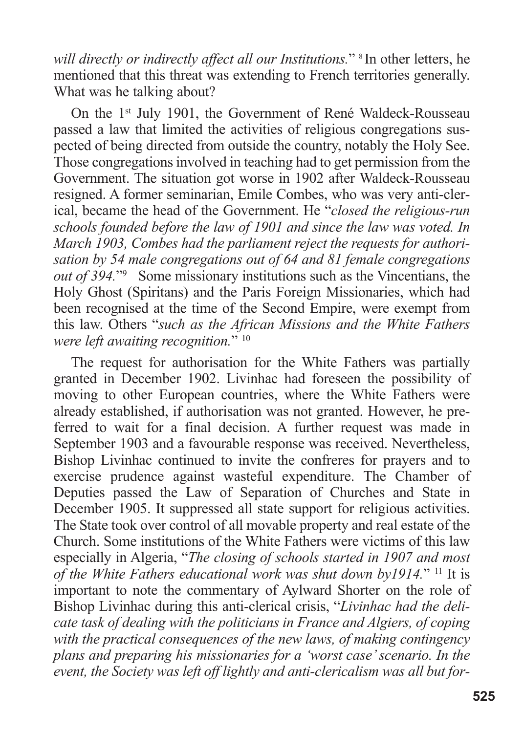*will directly or indirectly affect all our Institutions.*" [8] In other letters, he mentioned that this threat was extending to French territories generally. What was he talking about?

On the 1st July 1901, the Government of René Waldeck-Rousseau passed a law that limited the activities of religious congregations suspected of being directed from outside the country, notably the Holy See. Those congregations involved in teaching had to get permission from the Government. The situation got worse in 1902 after Waldeck-Rousseau resigned. A former seminarian, Emile Combes, who was very anti-clerical, became the head of the Government. He "*closed the religious-run schools founded before the law of 1901 and since the law was voted. In March 1903, Combes had the parliament reject the requests for authorisation by 54 male congregations out of 64 and 81 female congregations out of 394.*"[9] Some missionary institutions such as the Vincentians, the Holy Ghost (Spiritans) and the Paris Foreign Missionaries, which had been recognised at the time of the Second Empire, were exempt from this law. Others "*such as the African Missions and the White Fathers were left awaiting recognition.*" [10]

The request for authorisation for the White Fathers was partially granted in December 1902. Livinhac had foreseen the possibility of moving to other European countries, where the White Fathers were already established, if authorisation was not granted. However, he preferred to wait for a final decision. A further request was made in September 1903 and a favourable response was received. Nevertheless, Bishop Livinhac continued to invite the confreres for prayers and to exercise prudence against wasteful expenditure. The Chamber of Deputies passed the Law of Separation of Churches and State in December 1905. It suppressed all state support for religious activities. The State took over control of all movable property and real estate of the Church. Some institutions of the White Fathers were victims of this law especially in Algeria, "*The closing of schools started in 1907 and most of the White Fathers educational work was shut down by1914.*" [11] It is important to note the commentary of Aylward Shorter on the role of Bishop Livinhac during this anti-clerical crisis, "*Livinhac had the delicate task of dealing with the politicians in France and Algiers, of coping with the practical consequences of the new laws, of making contingency plans and preparing his missionaries for a 'worst case' scenario. In the event, the Society was left off lightly and anti-clericalism was all but for-*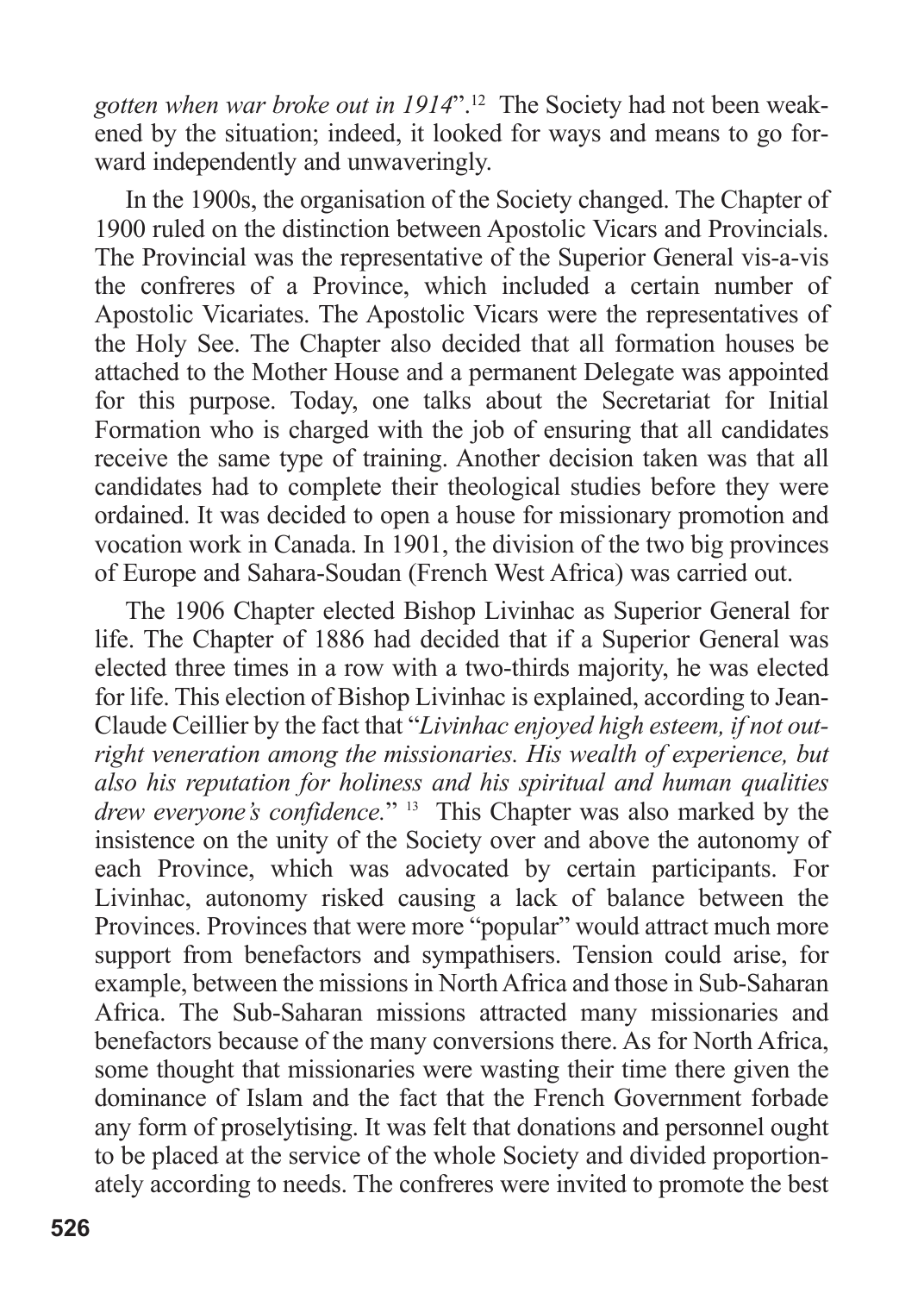*gotten when war broke out in 1914*".[12] The Society had not been weakened by the situation; indeed, it looked for ways and means to go forward independently and unwaveringly.

In the 1900s, the organisation of the Society changed. The Chapter of 1900 ruled on the distinction between Apostolic Vicars and Provincials. The Provincial was the representative of the Superior General vis-a-vis the confreres of a Province, which included a certain number of Apostolic Vicariates. The Apostolic Vicars were the representatives of the Holy See. The Chapter also decided that all formation houses be attached to the Mother House and a permanent Delegate was appointed for this purpose. Today, one talks about the Secretariat for Initial Formation who is charged with the job of ensuring that all candidates receive the same type of training. Another decision taken was that all candidates had to complete their theological studies before they were ordained. It was decided to open a house for missionary promotion and vocation work in Canada. In 1901, the division of the two big provinces of Europe and Sahara-Soudan (French West Africa) was carried out.

The 1906 Chapter elected Bishop Livinhac as Superior General for life. The Chapter of 1886 had decided that if a Superior General was elected three times in a row with a two-thirds majority, he was elected for life. This election of Bishop Livinhac is explained, according to Jean-Claude Ceillier by the fact that "*Livinhac enjoyed high esteem, if not outright veneration among the missionaries. His wealth of experience, but also his reputation for holiness and his spiritual and human qualities drew everyone's confidence.*" [13] This Chapter was also marked by the insistence on the unity of the Society over and above the autonomy of each Province, which was advocated by certain participants. For Livinhac, autonomy risked causing a lack of balance between the Provinces. Provinces that were more "popular" would attract much more support from benefactors and sympathisers. Tension could arise, for example, between the missions in North Africa and those in Sub-Saharan Africa. The Sub-Saharan missions attracted many missionaries and benefactors because of the many conversions there. As for North Africa, some thought that missionaries were wasting their time there given the dominance of Islam and the fact that the French Government forbade any form of proselytising. It was felt that donations and personnel ought to be placed at the service of the whole Society and divided proportionately according to needs. The confreres were invited to promote the best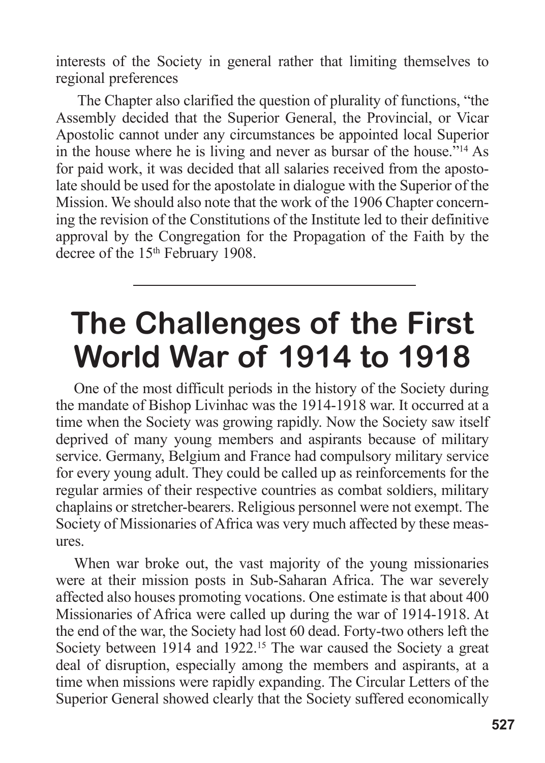interests of the Society in general rather that limiting themselves to regional preferences

The Chapter also clarified the question of plurality of functions, "the Assembly decided that the Superior General, the Provincial, or Vicar Apostolic cannot under any circumstances be appointed local Superior in the house where he is living and never as bursar of the house."[14] As for paid work, it was decided that all salaries received from the apostolate should be used for the apostolate in dialogue with the Superior of the Mission. We should also note that the work of the 1906 Chapter concerning the revision of the Constitutions of the Institute led to their definitive approval by the Congregation for the Propagation of the Faith by the decree of the 15th February 1908.

---

# The Challenges of the First World War of 1914 to 1918

One of the most difficult periods in the history of the Society during the mandate of Bishop Livinhac was the 1914-1918 war. It occurred at a time when the Society was growing rapidly. Now the Society saw itself deprived of many young members and aspirants because of military service. Germany, Belgium and France had compulsory military service for every young adult. They could be called up as reinforcements for the regular armies of their respective countries as combat soldiers, military chaplains or stretcher-bearers. Religious personnel were not exempt. The Society of Missionaries of Africa was very much affected by these measures.

When war broke out, the vast majority of the young missionaries were at their mission posts in Sub-Saharan Africa. The war severely affected also houses promoting vocations. One estimate is that about 400 Missionaries of Africa were called up during the war of 1914-1918. At the end of the war, the Society had lost 60 dead. Forty-two others left the Society between 1914 and 1922.[15] The war caused the Society a great deal of disruption, especially among the members and aspirants, at a time when missions were rapidly expanding. The Circular Letters of the Superior General showed clearly that the Society suffered economically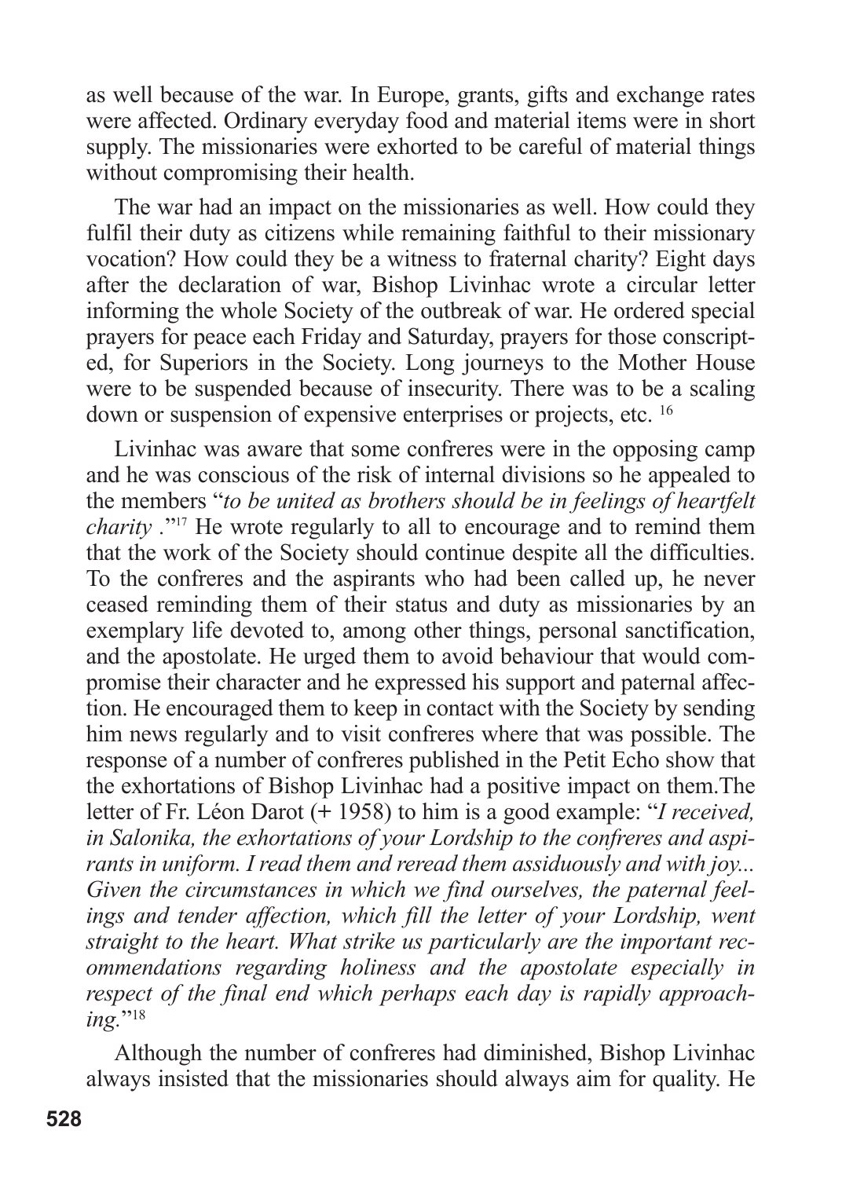as well because of the war. In Europe, grants, gifts and exchange rates were affected. Ordinary everyday food and material items were in short supply. The missionaries were exhorted to be careful of material things without compromising their health.

The war had an impact on the missionaries as well. How could they fulfil their duty as citizens while remaining faithful to their missionary vocation? How could they be a witness to fraternal charity? Eight days after the declaration of war, Bishop Livinhac wrote a circular letter informing the whole Society of the outbreak of war. He ordered special prayers for peace each Friday and Saturday, prayers for those conscripted, for Superiors in the Society. Long journeys to the Mother House were to be suspended because of insecurity. There was to be a scaling down or suspension of expensive enterprises or projects, etc. [16]

Livinhac was aware that some confreres were in the opposing camp and he was conscious of the risk of internal divisions so he appealed to the members "*to be united as brothers should be in feelings of heartfelt charity* ."[17] He wrote regularly to all to encourage and to remind them that the work of the Society should continue despite all the difficulties. To the confreres and the aspirants who had been called up, he never ceased reminding them of their status and duty as missionaries by an exemplary life devoted to, among other things, personal sanctification, and the apostolate. He urged them to avoid behaviour that would compromise their character and he expressed his support and paternal affection. He encouraged them to keep in contact with the Society by sending him news regularly and to visit confreres where that was possible. The response of a number of confreres published in the Petit Echo show that the exhortations of Bishop Livinhac had a positive impact on them.The letter of Fr. Léon Darot (+ 1958) to him is a good example: "*I received, in Salonika, the exhortations of your Lordship to the confreres and aspirants in uniform. I read them and reread them assiduously and with joy... Given the circumstances in which we find ourselves, the paternal feelings and tender affection, which fill the letter of your Lordship, went straight to the heart. What strike us particularly are the important recommendations regarding holiness and the apostolate especially in respect of the final end which perhaps each day is rapidly approaching.*"[18]

Although the number of confreres had diminished, Bishop Livinhac always insisted that the missionaries should always aim for quality. He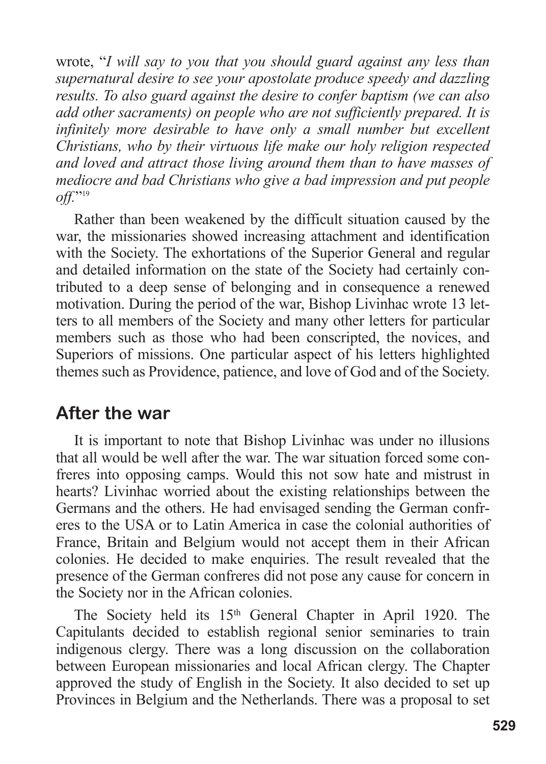wrote, "*I will say to you that you should guard against any less than supernatural desire to see your apostolate produce speedy and dazzling results. To also guard against the desire to confer baptism (we can also add other sacraments) on people who are not sufficiently prepared. It is infinitely more desirable to have only a small number but excellent Christians, who by their virtuous life make our holy religion respected and loved and attract those living around them than to have masses of mediocre and bad Christians who give a bad impression and put people off.*"[19]

Rather than been weakened by the difficult situation caused by the war, the missionaries showed increasing attachment and identification with the Society. The exhortations of the Superior General and regular and detailed information on the state of the Society had certainly contributed to a deep sense of belonging and in consequence a renewed motivation. During the period of the war, Bishop Livinhac wrote 13 letters to all members of the Society and many other letters for particular members such as those who had been conscripted, the novices, and Superiors of missions. One particular aspect of his letters highlighted themes such as Providence, patience, and love of God and of the Society.

## After the war

It is important to note that Bishop Livinhac was under no illusions that all would be well after the war. The war situation forced some confreres into opposing camps. Would this not sow hate and mistrust in hearts? Livinhac worried about the existing relationships between the Germans and the others. He had envisaged sending the German confreres to the USA or to Latin America in case the colonial authorities of France, Britain and Belgium would not accept them in their African colonies. He decided to make enquiries. The result revealed that the presence of the German confreres did not pose any cause for concern in the Society nor in the African colonies.

The Society held its 15th General Chapter in April 1920. The Capitulants decided to establish regional senior seminaries to train indigenous clergy. There was a long discussion on the collaboration between European missionaries and local African clergy. The Chapter approved the study of English in the Society. It also decided to set up Provinces in Belgium and the Netherlands. There was a proposal to set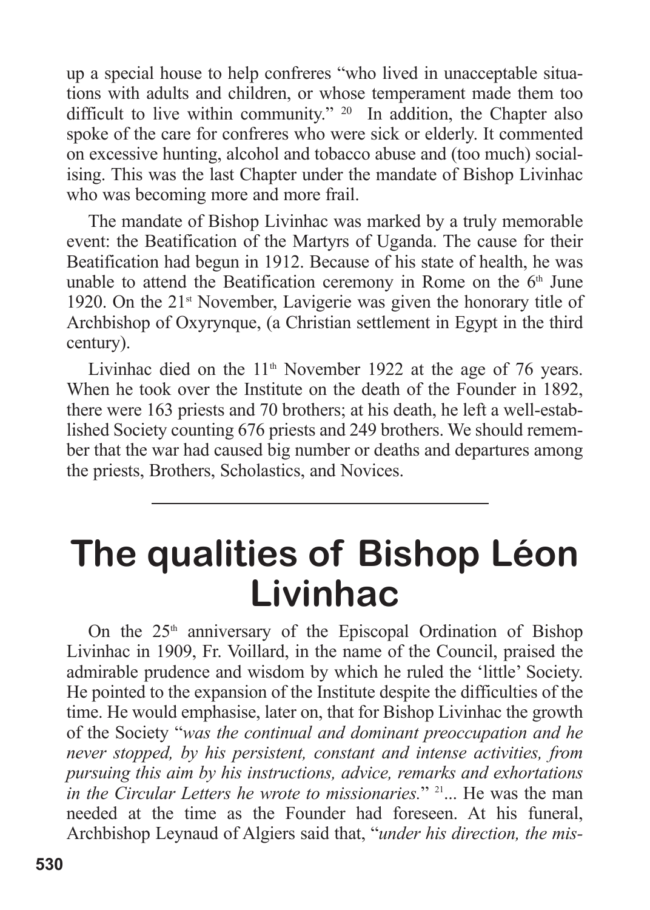up a special house to help confreres "who lived in unacceptable situations with adults and children, or whose temperament made them too difficult to live within community." [20] In addition, the Chapter also spoke of the care for confreres who were sick or elderly. It commented on excessive hunting, alcohol and tobacco abuse and (too much) socialising. This was the last Chapter under the mandate of Bishop Livinhac who was becoming more and more frail.

The mandate of Bishop Livinhac was marked by a truly memorable event: the Beatification of the Martyrs of Uganda. The cause for their Beatification had begun in 1912. Because of his state of health, he was unable to attend the Beatification ceremony in Rome on the 6th June 1920. On the 21st November, Lavigerie was given the honorary title of Archbishop of Oxyrynque, (a Christian settlement in Egypt in the third century).

Livinhac died on the 11th November 1922 at the age of 76 years. When he took over the Institute on the death of the Founder in 1892, there were 163 priests and 70 brothers; at his death, he left a well-established Society counting 676 priests and 249 brothers. We should remember that the war had caused big number or deaths and departures among the priests, Brothers, Scholastics, and Novices.

---

# The qualities of Bishop Léon Livinhac

On the 25th anniversary of the Episcopal Ordination of Bishop Livinhac in 1909, Fr. Voillard, in the name of the Council, praised the admirable prudence and wisdom by which he ruled the 'little' Society. He pointed to the expansion of the Institute despite the difficulties of the time. He would emphasise, later on, that for Bishop Livinhac the growth of the Society "*was the continual and dominant preoccupation and he never stopped, by his persistent, constant and intense activities, from pursuing this aim by his instructions, advice, remarks and exhortations in the Circular Letters he wrote to missionaries.*" [21]... He was the man needed at the time as the Founder had foreseen. At his funeral, Archbishop Leynaud of Algiers said that, "*under his direction, the mis-*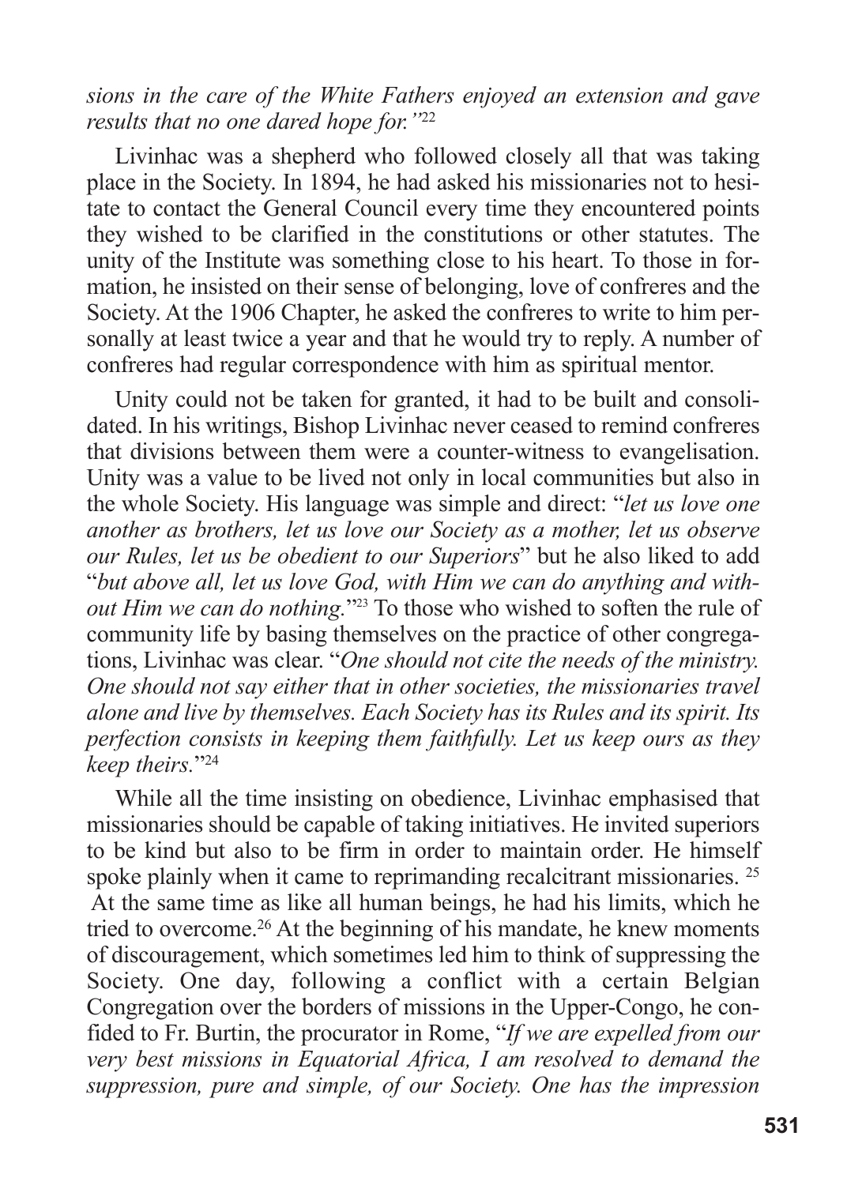*sions in the care of the White Fathers enjoyed an extension and gave results that no one dared hope for."*[22]

Livinhac was a shepherd who followed closely all that was taking place in the Society. In 1894, he had asked his missionaries not to hesitate to contact the General Council every time they encountered points they wished to be clarified in the constitutions or other statutes. The unity of the Institute was something close to his heart. To those in formation, he insisted on their sense of belonging, love of confreres and the Society. At the 1906 Chapter, he asked the confreres to write to him personally at least twice a year and that he would try to reply. A number of confreres had regular correspondence with him as spiritual mentor.

Unity could not be taken for granted, it had to be built and consolidated. In his writings, Bishop Livinhac never ceased to remind confreres that divisions between them were a counter-witness to evangelisation. Unity was a value to be lived not only in local communities but also in the whole Society. His language was simple and direct: "*let us love one another as brothers, let us love our Society as a mother, let us observe our Rules, let us be obedient to our Superiors*" but he also liked to add "*but above all, let us love God, with Him we can do anything and without Him we can do nothing.*"[23] To those who wished to soften the rule of community life by basing themselves on the practice of other congregations, Livinhac was clear. "*One should not cite the needs of the ministry. One should not say either that in other societies, the missionaries travel alone and live by themselves. Each Society has its Rules and its spirit. Its perfection consists in keeping them faithfully. Let us keep ours as they keep theirs.*"[24]

While all the time insisting on obedience, Livinhac emphasised that missionaries should be capable of taking initiatives. He invited superiors to be kind but also to be firm in order to maintain order. He himself spoke plainly when it came to reprimanding recalcitrant missionaries. [25] At the same time as like all human beings, he had his limits, which he tried to overcome.[26] At the beginning of his mandate, he knew moments of discouragement, which sometimes led him to think of suppressing the Society. One day, following a conflict with a certain Belgian Congregation over the borders of missions in the Upper-Congo, he confided to Fr. Burtin, the procurator in Rome, "*If we are expelled from our very best missions in Equatorial Africa, I am resolved to demand the suppression, pure and simple, of our Society. One has the impression*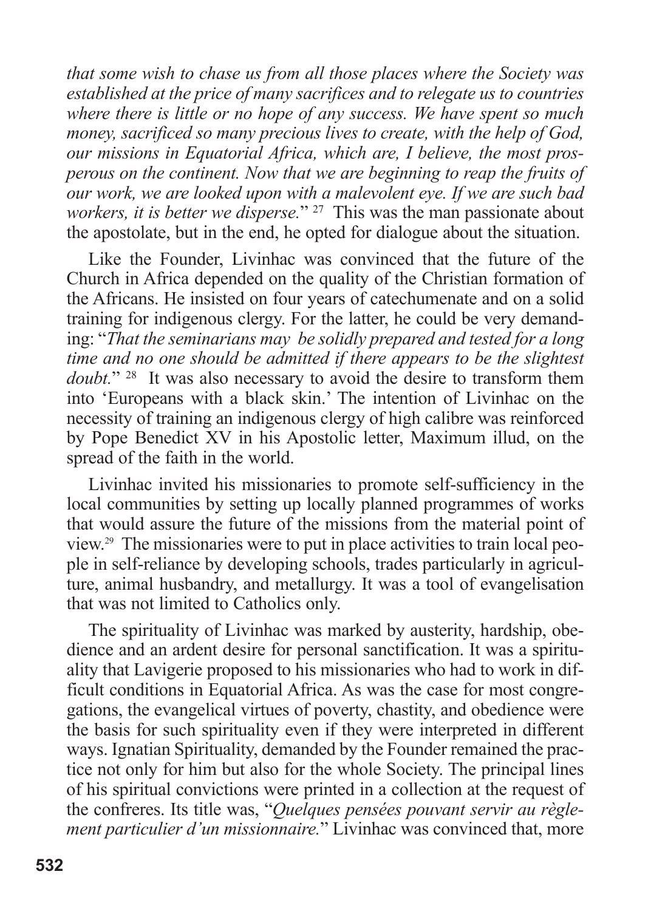*that some wish to chase us from all those places where the Society was established at the price of many sacrifices and to relegate us to countries where there is little or no hope of any success. We have spent so much money, sacrificed so many precious lives to create, with the help of God, our missions in Equatorial Africa, which are, I believe, the most prosperous on the continent. Now that we are beginning to reap the fruits of our work, we are looked upon with a malevolent eye. If we are such bad workers, it is better we disperse.*" [27] This was the man passionate about the apostolate, but in the end, he opted for dialogue about the situation.

Like the Founder, Livinhac was convinced that the future of the Church in Africa depended on the quality of the Christian formation of the Africans. He insisted on four years of catechumenate and on a solid training for indigenous clergy. For the latter, he could be very demanding: "*That the seminarians may be solidly prepared and tested for a long time and no one should be admitted if there appears to be the slightest doubt.*" [28] It was also necessary to avoid the desire to transform them into 'Europeans with a black skin.' The intention of Livinhac on the necessity of training an indigenous clergy of high calibre was reinforced by Pope Benedict XV in his Apostolic letter, Maximum illud, on the spread of the faith in the world.

Livinhac invited his missionaries to promote self-sufficiency in the local communities by setting up locally planned programmes of works that would assure the future of the missions from the material point of view.[29] The missionaries were to put in place activities to train local people in self-reliance by developing schools, trades particularly in agriculture, animal husbandry, and metallurgy. It was a tool of evangelisation that was not limited to Catholics only.

The spirituality of Livinhac was marked by austerity, hardship, obedience and an ardent desire for personal sanctification. It was a spirituality that Lavigerie proposed to his missionaries who had to work in difficult conditions in Equatorial Africa. As was the case for most congregations, the evangelical virtues of poverty, chastity, and obedience were the basis for such spirituality even if they were interpreted in different ways. Ignatian Spirituality, demanded by the Founder remained the practice not only for him but also for the whole Society. The principal lines of his spiritual convictions were printed in a collection at the request of the confreres. Its title was, "*Quelques pensées pouvant servir au règlement particulier d'un missionnaire.*" Livinhac was convinced that, more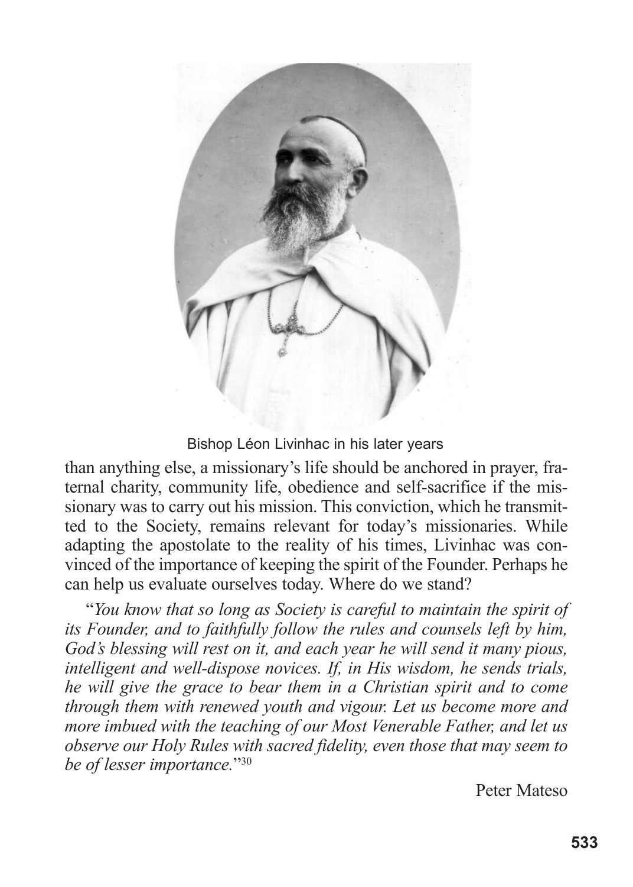Bishop Léon Livinhac in his later years

than anything else, a missionary's life should be anchored in prayer, fraternal charity, community life, obedience and self-sacrifice if the missionary was to carry out his mission. This conviction, which he transmitted to the Society, remains relevant for today's missionaries. While adapting the apostolate to the reality of his times, Livinhac was convinced of the importance of keeping the spirit of the Founder. Perhaps he can help us evaluate ourselves today. Where do we stand?

"*You know that so long as Society is careful to maintain the spirit of its Founder, and to faithfully follow the rules and counsels left by him, God's blessing will rest on it, and each year he will send it many pious, intelligent and well-dispose novices. If, in His wisdom, he sends trials, he will give the grace to bear them in a Christian spirit and to come through them with renewed youth and vigour. Let us become more and more imbued with the teaching of our Most Venerable Father, and let us observe our Holy Rules with sacred fidelity, even those that may seem to be of lesser importance.*"[30]

Peter Mateso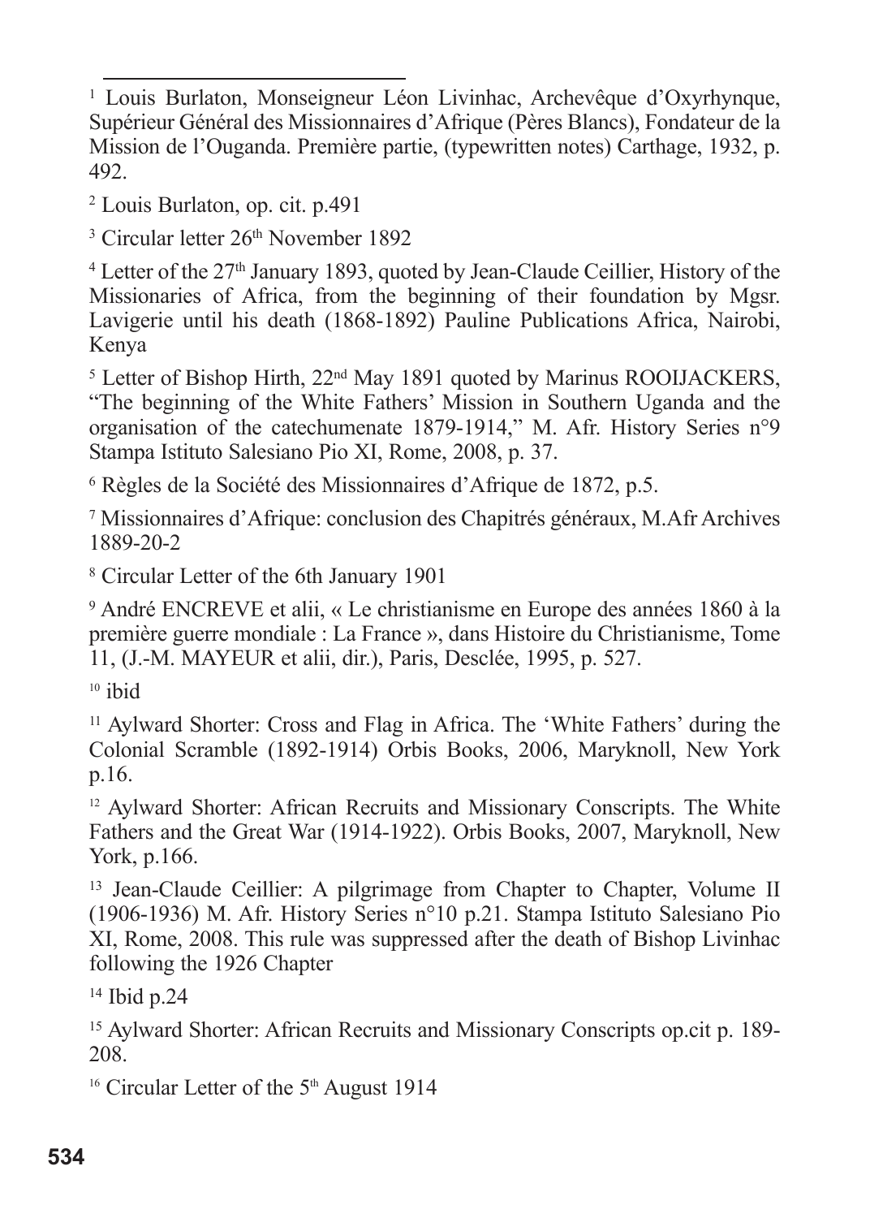[1] Louis Burlaton, Monseigneur Léon Livinhac, Archevêque d'Oxyrhynque, Supérieur Général des Missionnaires d'Afrique (Pères Blancs), Fondateur de la Mission de l'Ouganda. Première partie, (typewritten notes) Carthage, 1932, p. 492.

[2] Louis Burlaton, op. cit. p.491

[3] Circular letter 26th November 1892

[4] Letter of the 27th January 1893, quoted by Jean-Claude Ceillier, History of the Missionaries of Africa, from the beginning of their foundation by Mgsr. Lavigerie until his death (1868-1892) Pauline Publications Africa, Nairobi, Kenya

[5] Letter of Bishop Hirth, 22nd May 1891 quoted by Marinus ROOIJACKERS, "The beginning of the White Fathers' Mission in Southern Uganda and the organisation of the catechumenate 1879-1914," M. Afr. History Series n°9 Stampa Istituto Salesiano Pio XI, Rome, 2008, p. 37.

[6] Règles de la Société des Missionnaires d'Afrique de 1872, p.5.

[7] Missionnaires d'Afrique: conclusion des Chapitrés généraux, M.Afr Archives 1889-20-2

[8] Circular Letter of the 6th January 1901

[9] André ENCREVE et alii, « Le christianisme en Europe des années 1860 à la première guerre mondiale : La France », dans Histoire du Christianisme, Tome 11, (J.-M. MAYEUR et alii, dir.), Paris, Desclée, 1995, p. 527.

[10] ibid

[11] Aylward Shorter: Cross and Flag in Africa. The 'White Fathers' during the Colonial Scramble (1892-1914) Orbis Books, 2006, Maryknoll, New York p.16.

[12] Aylward Shorter: African Recruits and Missionary Conscripts. The White Fathers and the Great War (1914-1922). Orbis Books, 2007, Maryknoll, New York, p.166.

[13] Jean-Claude Ceillier: A pilgrimage from Chapter to Chapter, Volume II (1906-1936) M. Afr. History Series n°10 p.21. Stampa Istituto Salesiano Pio XI, Rome, 2008. This rule was suppressed after the death of Bishop Livinhac following the 1926 Chapter

[14] Ibid p.24

[15] Aylward Shorter: African Recruits and Missionary Conscripts op.cit p. 189-208.

[16] Circular Letter of the 5th August 1914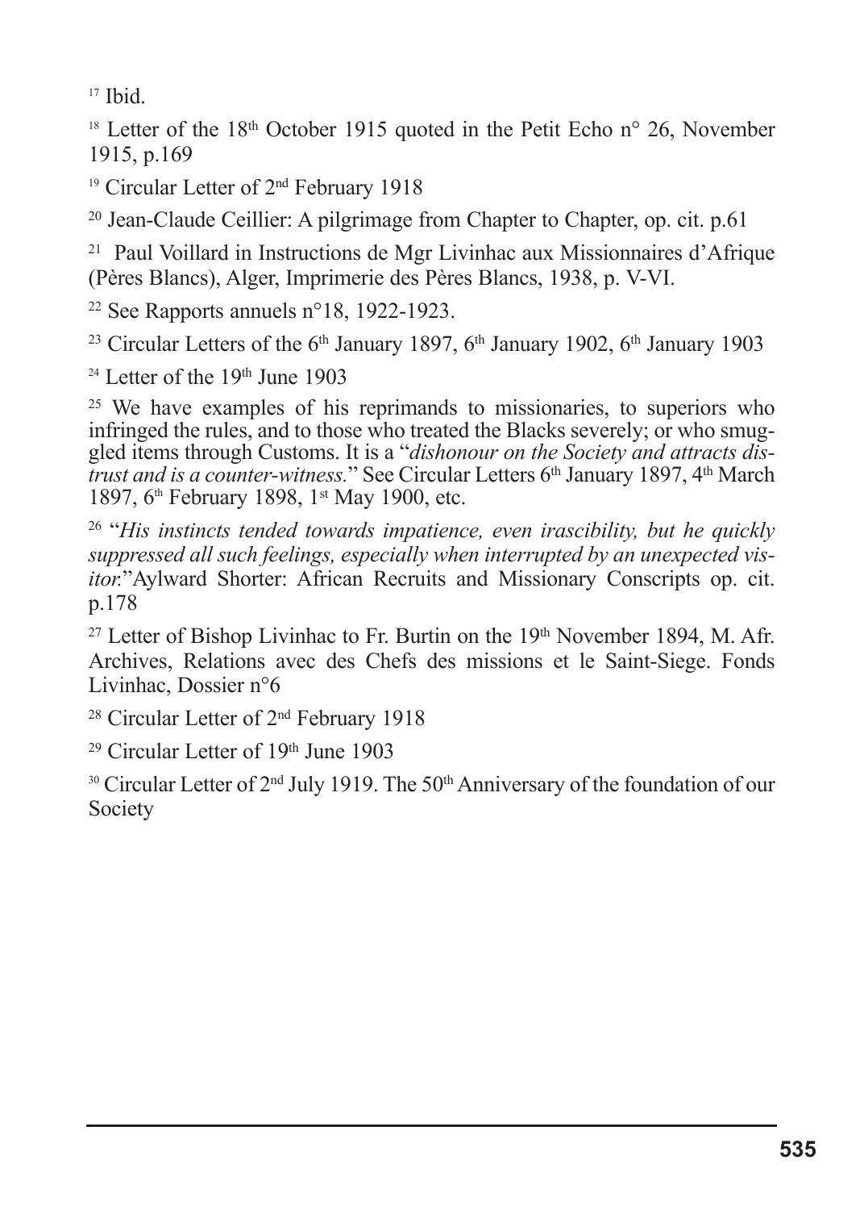[17] Ibid.

[18] Letter of the 18th October 1915 quoted in the Petit Echo n° 26, November 1915, p.169

[19] Circular Letter of 2nd February 1918

[20] Jean-Claude Ceillier: A pilgrimage from Chapter to Chapter, op. cit. p.61

[21] Paul Voillard in Instructions de Mgr Livinhac aux Missionnaires d'Afrique (Pères Blancs), Alger, Imprimerie des Pères Blancs, 1938, p. V-VI.

[22] See Rapports annuels n°18, 1922-1923.

[23] Circular Letters of the 6th January 1897, 6th January 1902, 6th January 1903

[24] Letter of the 19th June 1903

[25] We have examples of his reprimands to missionaries, to superiors who infringed the rules, and to those who treated the Blacks severely; or who smuggled items through Customs. It is a "*dishonour on the Society and attracts distrust and is a counter-witness.*" See Circular Letters 6th January 1897, 4th March 1897, 6th February 1898, 1st May 1900, etc.

[26] "*His instincts tended towards impatience, even irascibility, but he quickly suppressed all such feelings, especially when interrupted by an unexpected visitor.*"Aylward Shorter: African Recruits and Missionary Conscripts op. cit. p.178

[27] Letter of Bishop Livinhac to Fr. Burtin on the 19th November 1894, M. Afr. Archives, Relations avec des Chefs des missions et le Saint-Siege. Fonds Livinhac, Dossier n°6

[28] Circular Letter of 2nd February 1918

[29] Circular Letter of 19th June 1903

[30] Circular Letter of 2nd July 1919. The 50th Anniversary of the foundation of our Society